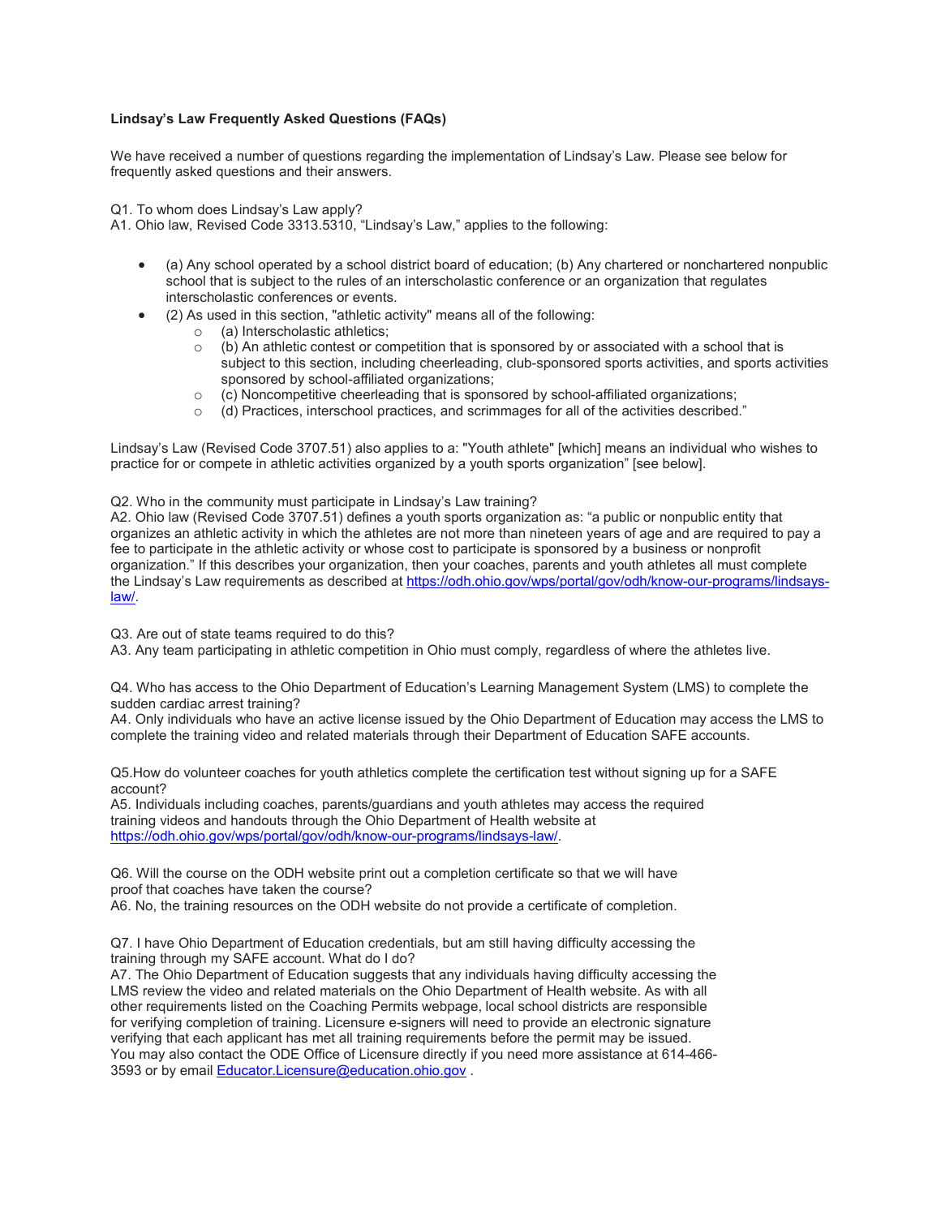**Lindsay's Law Frequently Asked Questions (FAQs)**

We have received a number of questions regarding the implementation of Lindsay's Law. Please see below for frequently asked questions and their answers.

Q1. To whom does Lindsay's Law apply?
A1. Ohio law, Revised Code 3313.5310, "Lindsay's Law," applies to the following:

- (a) Any school operated by a school district board of education; (b) Any chartered or nonchartered nonpublic school that is subject to the rules of an interscholastic conference or an organization that regulates interscholastic conferences or events.
- (2) As used in this section, "athletic activity" means all of the following:
  - (a) Interscholastic athletics;
  - (b) An athletic contest or competition that is sponsored by or associated with a school that is subject to this section, including cheerleading, club-sponsored sports activities, and sports activities sponsored by school-affiliated organizations;
  - (c) Noncompetitive cheerleading that is sponsored by school-affiliated organizations;
  - (d) Practices, interschool practices, and scrimmages for all of the activities described."

Lindsay's Law (Revised Code 3707.51) also applies to a: "Youth athlete" [which] means an individual who wishes to practice for or compete in athletic activities organized by a youth sports organization" [see below].

Q2. Who in the community must participate in Lindsay's Law training?
A2. Ohio law (Revised Code 3707.51) defines a youth sports organization as: "a public or nonpublic entity that organizes an athletic activity in which the athletes are not more than nineteen years of age and are required to pay a fee to participate in the athletic activity or whose cost to participate is sponsored by a business or nonprofit organization." If this describes your organization, then your coaches, parents and youth athletes all must complete the Lindsay's Law requirements as described at https://odh.ohio.gov/wps/portal/gov/odh/know-our-programs/lindsays-law/.

Q3. Are out of state teams required to do this?
A3. Any team participating in athletic competition in Ohio must comply, regardless of where the athletes live.

Q4. Who has access to the Ohio Department of Education's Learning Management System (LMS) to complete the sudden cardiac arrest training?
A4. Only individuals who have an active license issued by the Ohio Department of Education may access the LMS to complete the training video and related materials through their Department of Education SAFE accounts.

Q5.How do volunteer coaches for youth athletics complete the certification test without signing up for a SAFE account?
A5. Individuals including coaches, parents/guardians and youth athletes may access the required training videos and handouts through the Ohio Department of Health website at https://odh.ohio.gov/wps/portal/gov/odh/know-our-programs/lindsays-law/.

Q6. Will the course on the ODH website print out a completion certificate so that we will have proof that coaches have taken the course?
A6. No, the training resources on the ODH website do not provide a certificate of completion.

Q7. I have Ohio Department of Education credentials, but am still having difficulty accessing the training through my SAFE account. What do I do?
A7. The Ohio Department of Education suggests that any individuals having difficulty accessing the LMS review the video and related materials on the Ohio Department of Health website. As with all other requirements listed on the Coaching Permits webpage, local school districts are responsible for verifying completion of training. Licensure e-signers will need to provide an electronic signature verifying that each applicant has met all training requirements before the permit may be issued. You may also contact the ODE Office of Licensure directly if you need more assistance at 614-466-3593 or by email Educator.Licensure@education.ohio.gov .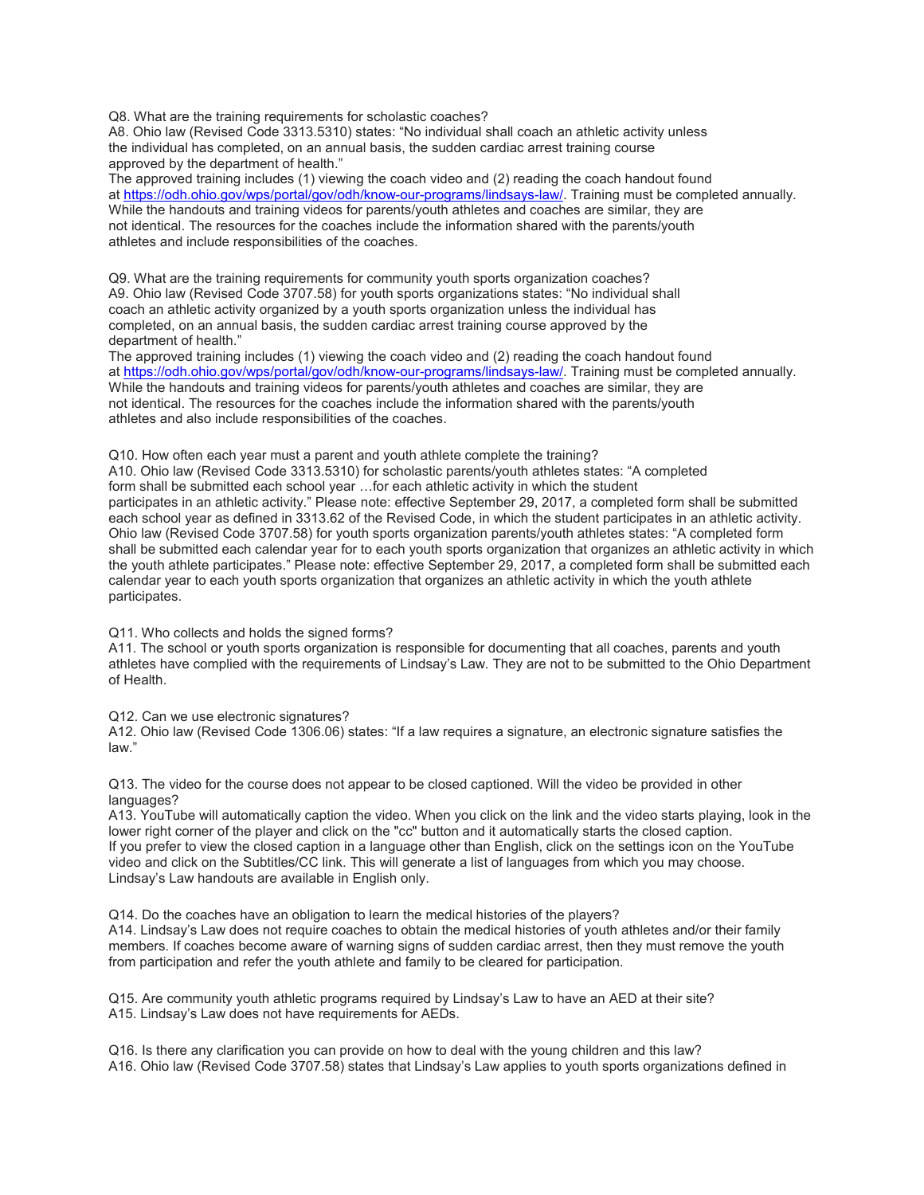Q8. What are the training requirements for scholastic coaches?

A8. Ohio law (Revised Code 3313.5310) states: "No individual shall coach an athletic activity unless the individual has completed, on an annual basis, the sudden cardiac arrest training course approved by the department of health."

The approved training includes (1) viewing the coach video and (2) reading the coach handout found at https://odh.ohio.gov/wps/portal/gov/odh/know-our-programs/lindsays-law/. Training must be completed annually. While the handouts and training videos for parents/youth athletes and coaches are similar, they are not identical. The resources for the coaches include the information shared with the parents/youth athletes and include responsibilities of the coaches.

Q9. What are the training requirements for community youth sports organization coaches?

A9. Ohio law (Revised Code 3707.58) for youth sports organizations states: "No individual shall coach an athletic activity organized by a youth sports organization unless the individual has completed, on an annual basis, the sudden cardiac arrest training course approved by the department of health."

The approved training includes (1) viewing the coach video and (2) reading the coach handout found at https://odh.ohio.gov/wps/portal/gov/odh/know-our-programs/lindsays-law/. Training must be completed annually. While the handouts and training videos for parents/youth athletes and coaches are similar, they are not identical. The resources for the coaches include the information shared with the parents/youth athletes and also include responsibilities of the coaches.

Q10. How often each year must a parent and youth athlete complete the training?

A10. Ohio law (Revised Code 3313.5310) for scholastic parents/youth athletes states: "A completed form shall be submitted each school year …for each athletic activity in which the student participates in an athletic activity." Please note: effective September 29, 2017, a completed form shall be submitted each school year as defined in 3313.62 of the Revised Code, in which the student participates in an athletic activity. Ohio law (Revised Code 3707.58) for youth sports organization parents/youth athletes states: "A completed form shall be submitted each calendar year for to each youth sports organization that organizes an athletic activity in which the youth athlete participates." Please note: effective September 29, 2017, a completed form shall be submitted each calendar year to each youth sports organization that organizes an athletic activity in which the youth athlete participates.

Q11. Who collects and holds the signed forms?

A11. The school or youth sports organization is responsible for documenting that all coaches, parents and youth athletes have complied with the requirements of Lindsay's Law. They are not to be submitted to the Ohio Department of Health.

Q12. Can we use electronic signatures?

A12. Ohio law (Revised Code 1306.06) states: "If a law requires a signature, an electronic signature satisfies the law."

Q13. The video for the course does not appear to be closed captioned. Will the video be provided in other languages?

A13. YouTube will automatically caption the video. When you click on the link and the video starts playing, look in the lower right corner of the player and click on the "cc" button and it automatically starts the closed caption. If you prefer to view the closed caption in a language other than English, click on the settings icon on the YouTube video and click on the Subtitles/CC link. This will generate a list of languages from which you may choose. Lindsay's Law handouts are available in English only.

Q14. Do the coaches have an obligation to learn the medical histories of the players?

A14. Lindsay's Law does not require coaches to obtain the medical histories of youth athletes and/or their family members. If coaches become aware of warning signs of sudden cardiac arrest, then they must remove the youth from participation and refer the youth athlete and family to be cleared for participation.

Q15. Are community youth athletic programs required by Lindsay's Law to have an AED at their site?

A15. Lindsay's Law does not have requirements for AEDs.

Q16. Is there any clarification you can provide on how to deal with the young children and this law?

A16. Ohio law (Revised Code 3707.58) states that Lindsay's Law applies to youth sports organizations defined in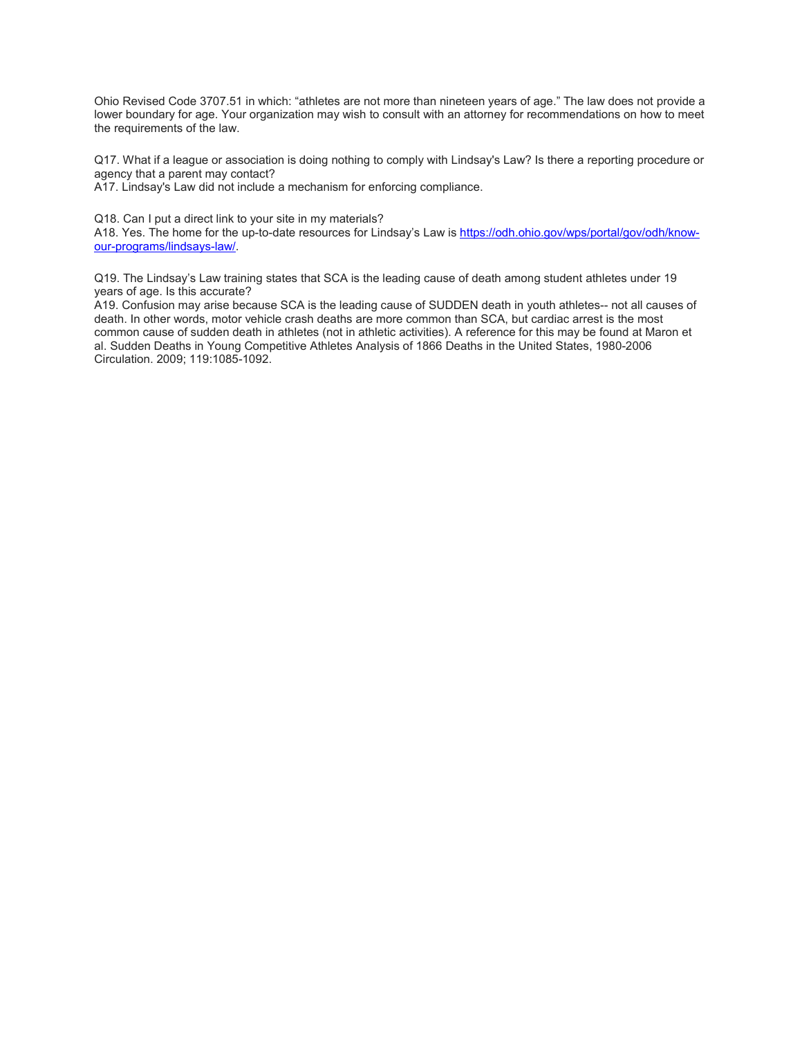Ohio Revised Code 3707.51 in which: “athletes are not more than nineteen years of age.” The law does not provide a lower boundary for age. Your organization may wish to consult with an attorney for recommendations on how to meet the requirements of the law.

Q17. What if a league or association is doing nothing to comply with Lindsay's Law? Is there a reporting procedure or agency that a parent may contact?
A17. Lindsay's Law did not include a mechanism for enforcing compliance.

Q18. Can I put a direct link to your site in my materials?
A18. Yes. The home for the up-to-date resources for Lindsay’s Law is [https://odh.ohio.gov/wps/portal/gov/odh/know-our-programs/lindsays-law/](https://odh.ohio.gov/wps/portal/gov/odh/know-our-programs/lindsays-law/).

Q19. The Lindsay’s Law training states that SCA is the leading cause of death among student athletes under 19 years of age. Is this accurate?
A19. Confusion may arise because SCA is the leading cause of SUDDEN death in youth athletes-- not all causes of death. In other words, motor vehicle crash deaths are more common than SCA, but cardiac arrest is the most common cause of sudden death in athletes (not in athletic activities). A reference for this may be found at Maron et al. Sudden Deaths in Young Competitive Athletes Analysis of 1866 Deaths in the United States, 1980-2006 Circulation. 2009; 119:1085-1092.